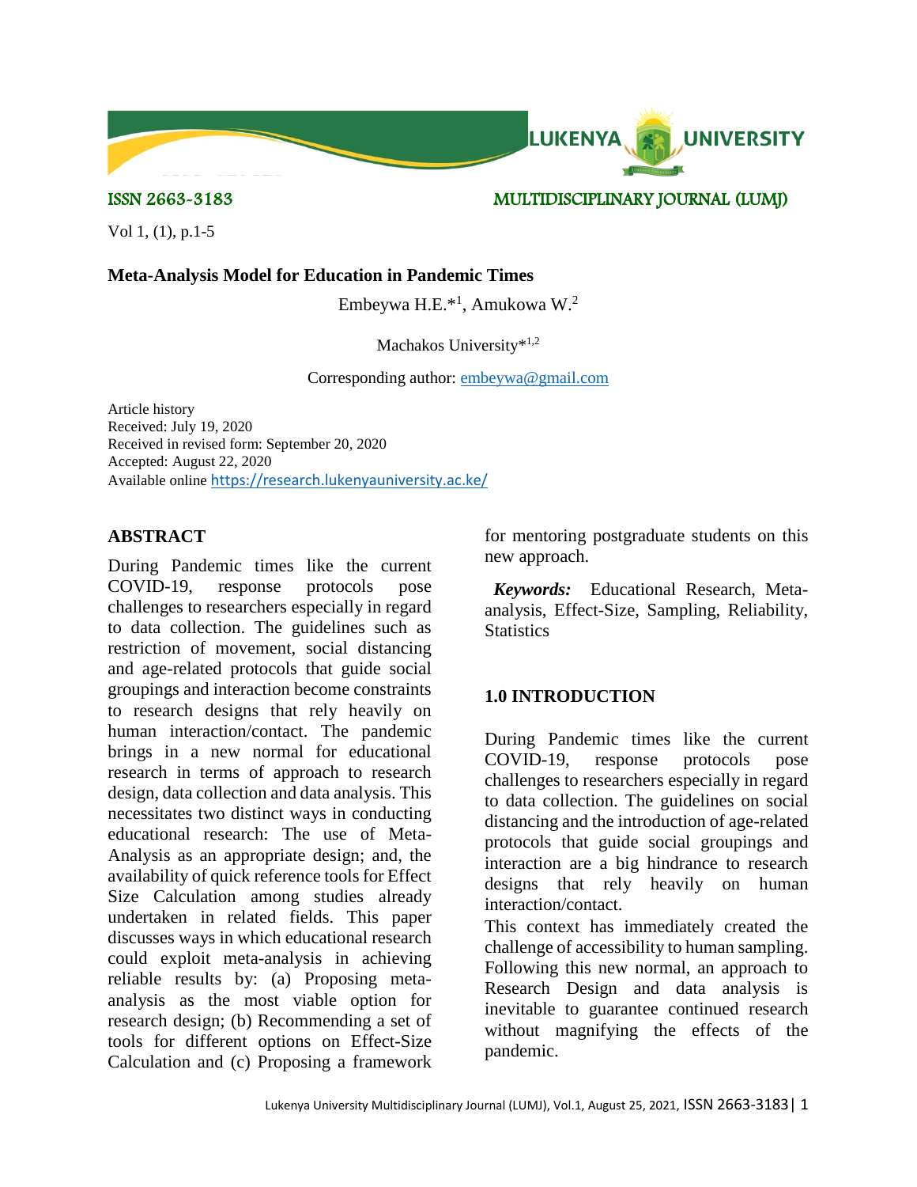ISSN 2663-3183

MULTIDISCIPLINARY JOURNAL (LUMJ)

Vol 1, (1), p.1-5

# Meta-Analysis Model for Education in Pandemic Times

Embeywa H.E.*[1], Amukowa W.[2]

Machakos University*[1,2]

Corresponding author: embeywa@gmail.com

Article history
Received: July 19, 2020
Received in revised form: September 20, 2020
Accepted: August 22, 2020
Available online https://research.lukenyauniversity.ac.ke/

## ABSTRACT

During Pandemic times like the current COVID-19, response protocols pose challenges to researchers especially in regard to data collection. The guidelines such as restriction of movement, social distancing and age-related protocols that guide social groupings and interaction become constraints to research designs that rely heavily on human interaction/contact. The pandemic brings in a new normal for educational research in terms of approach to research design, data collection and data analysis. This necessitates two distinct ways in conducting educational research: The use of Meta-Analysis as an appropriate design; and, the availability of quick reference tools for Effect Size Calculation among studies already undertaken in related fields. This paper discusses ways in which educational research could exploit meta-analysis in achieving reliable results by: (a) Proposing meta-analysis as the most viable option for research design; (b) Recommending a set of tools for different options on Effect-Size Calculation and (c) Proposing a framework for mentoring postgraduate students on this new approach.

***Keywords:*** Educational Research, Meta-analysis, Effect-Size, Sampling, Reliability, Statistics

## 1.0 INTRODUCTION

During Pandemic times like the current COVID-19, response protocols pose challenges to researchers especially in regard to data collection. The guidelines on social distancing and the introduction of age-related protocols that guide social groupings and interaction are a big hindrance to research designs that rely heavily on human interaction/contact.

This context has immediately created the challenge of accessibility to human sampling. Following this new normal, an approach to Research Design and data analysis is inevitable to guarantee continued research without magnifying the effects of the pandemic.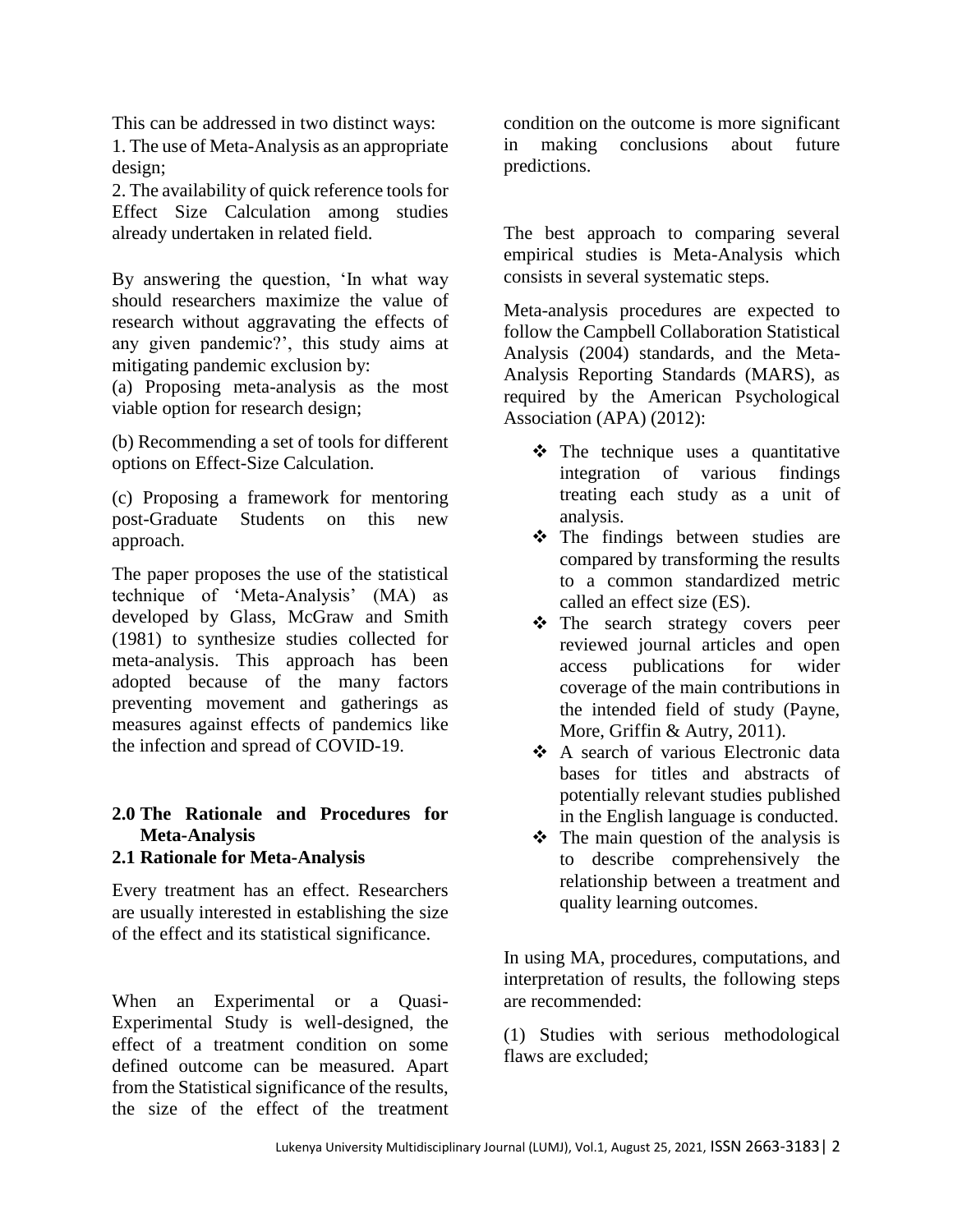This can be addressed in two distinct ways:

1. The use of Meta-Analysis as an appropriate design;
2. The availability of quick reference tools for Effect Size Calculation among studies already undertaken in related field.

By answering the question, 'In what way should researchers maximize the value of research without aggravating the effects of any given pandemic?', this study aims at mitigating pandemic exclusion by:

(a) Proposing meta-analysis as the most viable option for research design;

(b) Recommending a set of tools for different options on Effect-Size Calculation.

(c) Proposing a framework for mentoring post-Graduate Students on this new approach.

The paper proposes the use of the statistical technique of 'Meta-Analysis' (MA) as developed by Glass, McGraw and Smith (1981) to synthesize studies collected for meta-analysis. This approach has been adopted because of the many factors preventing movement and gatherings as measures against effects of pandemics like the infection and spread of COVID-19.

## 2.0 The Rationale and Procedures for Meta-Analysis

### 2.1 Rationale for Meta-Analysis

Every treatment has an effect. Researchers are usually interested in establishing the size of the effect and its statistical significance.

When an Experimental or a Quasi-Experimental Study is well-designed, the effect of a treatment condition on some defined outcome can be measured. Apart from the Statistical significance of the results, the size of the effect of the treatment condition on the outcome is more significant in making conclusions about future predictions.

The best approach to comparing several empirical studies is Meta-Analysis which consists in several systematic steps.

Meta-analysis procedures are expected to follow the Campbell Collaboration Statistical Analysis (2004) standards, and the Meta-Analysis Reporting Standards (MARS), as required by the American Psychological Association (APA) (2012):

- The technique uses a quantitative integration of various findings treating each study as a unit of analysis.
- The findings between studies are compared by transforming the results to a common standardized metric called an effect size (ES).
- The search strategy covers peer reviewed journal articles and open access publications for wider coverage of the main contributions in the intended field of study (Payne, More, Griffin & Autry, 2011).
- A search of various Electronic data bases for titles and abstracts of potentially relevant studies published in the English language is conducted.
- The main question of the analysis is to describe comprehensively the relationship between a treatment and quality learning outcomes.

In using MA, procedures, computations, and interpretation of results, the following steps are recommended:

(1) Studies with serious methodological flaws are excluded;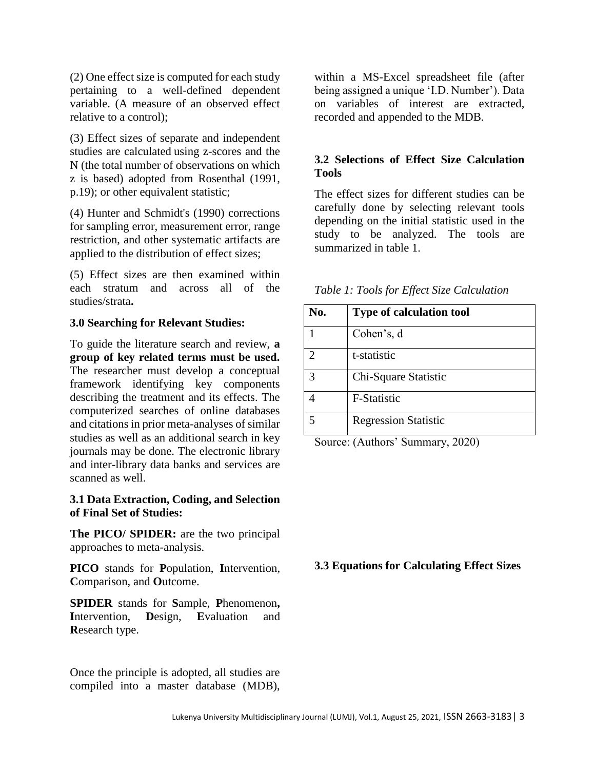(2) One effect size is computed for each study pertaining to a well-defined dependent variable. (A measure of an observed effect relative to a control);

(3) Effect sizes of separate and independent studies are calculated using z-scores and the N (the total number of observations on which z is based) adopted from Rosenthal (1991, p.19); or other equivalent statistic;

(4) Hunter and Schmidt's (1990) corrections for sampling error, measurement error, range restriction, and other systematic artifacts are applied to the distribution of effect sizes;

(5) Effect sizes are then examined within each stratum and across all of the studies/strata**.**

### 3.0 Searching for Relevant Studies:

To guide the literature search and review, **a group of key related terms must be used.** The researcher must develop a conceptual framework identifying key components describing the treatment and its effects. The computerized searches of online databases and citations in prior meta-analyses of similar studies as well as an additional search in key journals may be done. The electronic library and inter-library data banks and services are scanned as well.

### 3.1 Data Extraction, Coding, and Selection of Final Set of Studies:

**The PICO/ SPIDER:** are the two principal approaches to meta-analysis.

**PICO** stands for **P**opulation, **I**ntervention, **C**omparison, and **O**utcome.

**SPIDER** stands for **S**ample, **P**henomenon**, I**ntervention, **D**esign, **E**valuation and **R**esearch type.

Once the principle is adopted, all studies are compiled into a master database (MDB), within a MS-Excel spreadsheet file (after being assigned a unique 'I.D. Number'). Data on variables of interest are extracted, recorded and appended to the MDB.

### 3.2 Selections of Effect Size Calculation Tools

The effect sizes for different studies can be carefully done by selecting relevant tools depending on the initial statistic used in the study to be analyzed. The tools are summarized in table 1.

*Table 1: Tools for Effect Size Calculation*

| No. | Type of calculation tool |
|---|---|
| 1 | Cohen's, d |
| 2 | t-statistic |
| 3 | Chi-Square Statistic |
| 4 | F-Statistic |
| 5 | Regression Statistic |

Source: (Authors' Summary, 2020)

### 3.3 Equations for Calculating Effect Sizes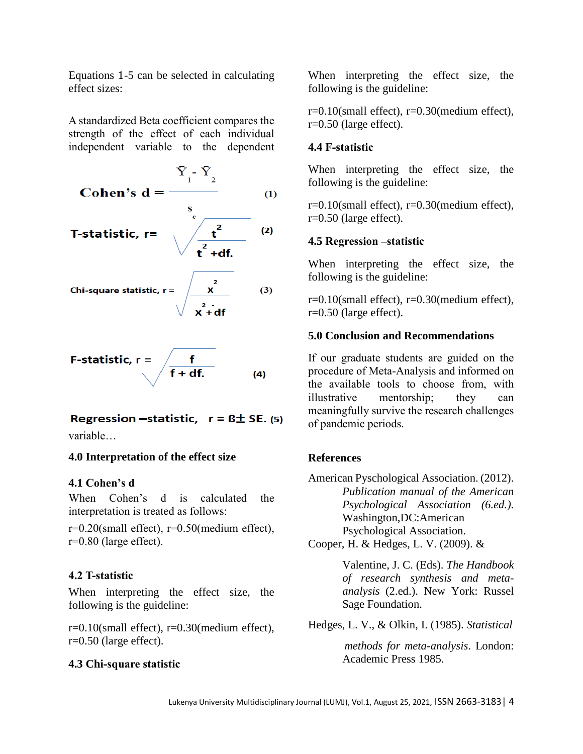Equations 1-5 can be selected in calculating effect sizes:

A standardized Beta coefficient compares the strength of the effect of each individual independent variable to the dependent

$$\text{Cohen's d} = \frac{\bar{Y}_1 - \bar{Y}_2}{s_c} \quad (1)$$

$$\text{T-statistic, r} = \sqrt{\frac{t^2}{t^2 + df.}} \quad (2)$$

$$\text{Chi-square statistic, r} = \sqrt{\frac{x^2}{x^2 + df}} \quad (3)$$

$$\text{F-statistic, r} = \sqrt{\frac{f}{f + df.}} \quad (4)$$

$$\text{Regression –statistic,} \quad r = \text{ß} \pm \text{SE.} \quad (5)$$

variable…

## 4.0 Interpretation of the effect size

### 4.1 Cohen's d

When Cohen's d is calculated the interpretation is treated as follows:

r=0.20(small effect), r=0.50(medium effect), r=0.80 (large effect).

### 4.2 T-statistic

When interpreting the effect size, the following is the guideline:

r=0.10(small effect), r=0.30(medium effect), r=0.50 (large effect).

### 4.3 Chi-square statistic

When interpreting the effect size, the following is the guideline:

r=0.10(small effect), r=0.30(medium effect), r=0.50 (large effect).

### 4.4 F-statistic

When interpreting the effect size, the following is the guideline:

r=0.10(small effect), r=0.30(medium effect), r=0.50 (large effect).

### 4.5 Regression –statistic

When interpreting the effect size, the following is the guideline:

r=0.10(small effect), r=0.30(medium effect), r=0.50 (large effect).

## 5.0 Conclusion and Recommendations

If our graduate students are guided on the procedure of Meta-Analysis and informed on the available tools to choose from, with illustrative mentorship; they can meaningfully survive the research challenges of pandemic periods.

## References

American Pyschological Association. (2012). *Publication manual of the American Psychological Association (6.ed.).* Washington,DC:American Psychological Association.

Cooper, H. & Hedges, L. V. (2009). & Valentine, J. C. (Eds). *The Handbook of research synthesis and meta-analysis* (2.ed.). New York: Russel Sage Foundation.

Hedges, L. V., & Olkin, I. (1985). *Statistical methods for meta-analysis*. London: Academic Press 1985.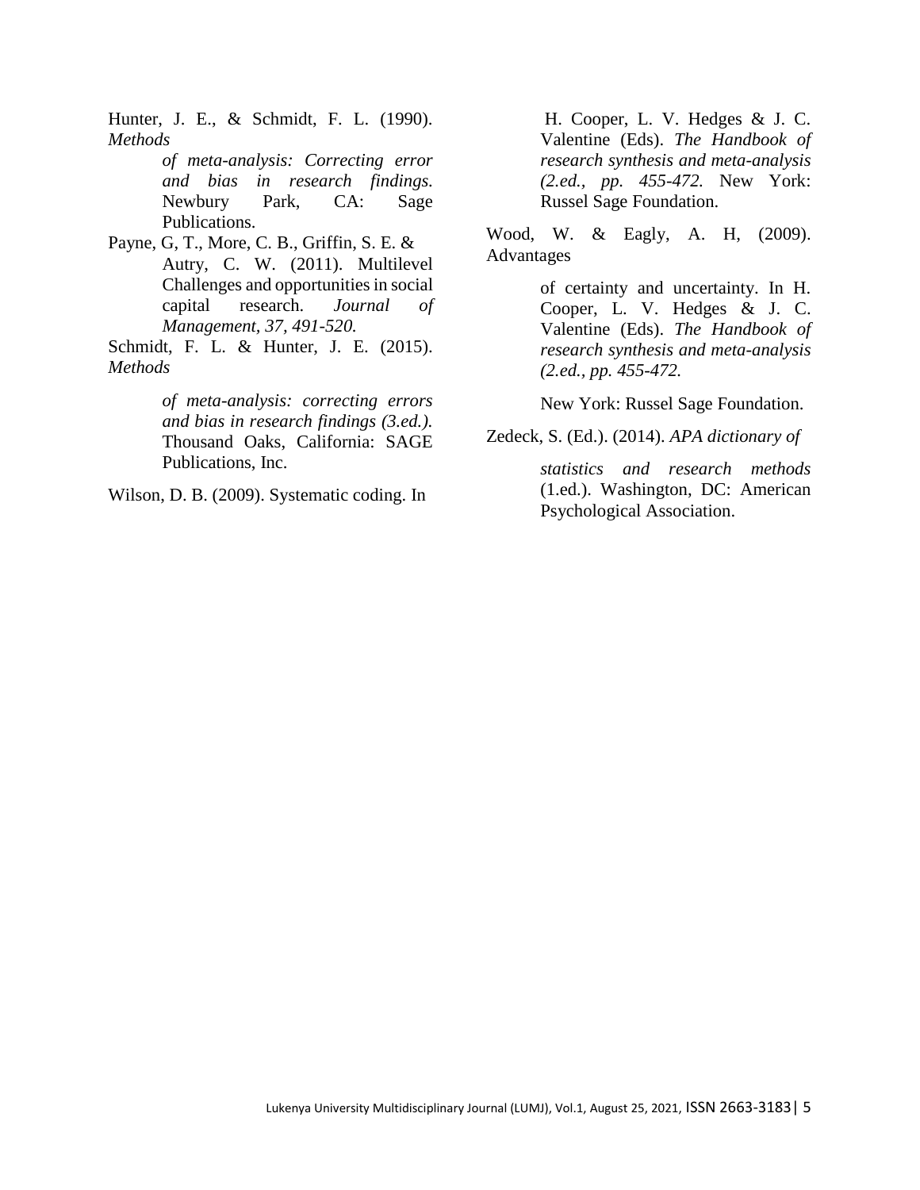Hunter, J. E., & Schmidt, F. L. (1990). *Methods of meta-analysis: Correcting error and bias in research findings.* Newbury Park, CA: Sage Publications.

Payne, G, T., More, C. B., Griffin, S. E. & Autry, C. W. (2011). Multilevel Challenges and opportunities in social capital research. *Journal of Management, 37, 491-520.*

Schmidt, F. L. & Hunter, J. E. (2015). *Methods of meta-analysis: correcting errors and bias in research findings (3.ed.).* Thousand Oaks, California: SAGE Publications, Inc.

Wilson, D. B. (2009). Systematic coding. In H. Cooper, L. V. Hedges & J. C. Valentine (Eds). *The Handbook of research synthesis and meta-analysis (2.ed., pp. 455-472.* New York: Russel Sage Foundation.

Wood, W. & Eagly, A. H, (2009). Advantages of certainty and uncertainty. In H. Cooper, L. V. Hedges & J. C. Valentine (Eds). *The Handbook of research synthesis and meta-analysis (2.ed., pp. 455-472.*

New York: Russel Sage Foundation.

Zedeck, S. (Ed.). (2014). *APA dictionary of statistics and research methods* (1.ed.). Washington, DC: American Psychological Association.